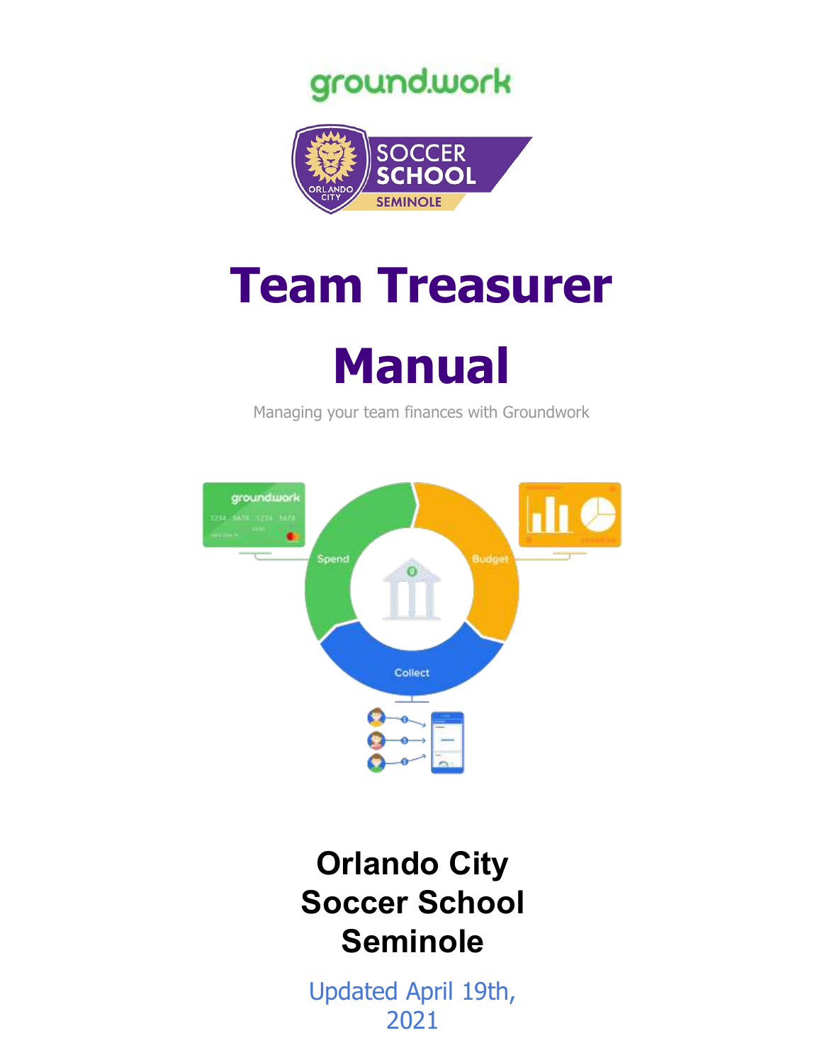# Team Treasurer Manual

Managing your team finances with Groundwork

**Orlando City Soccer School Seminole**

Updated April 19th, 2021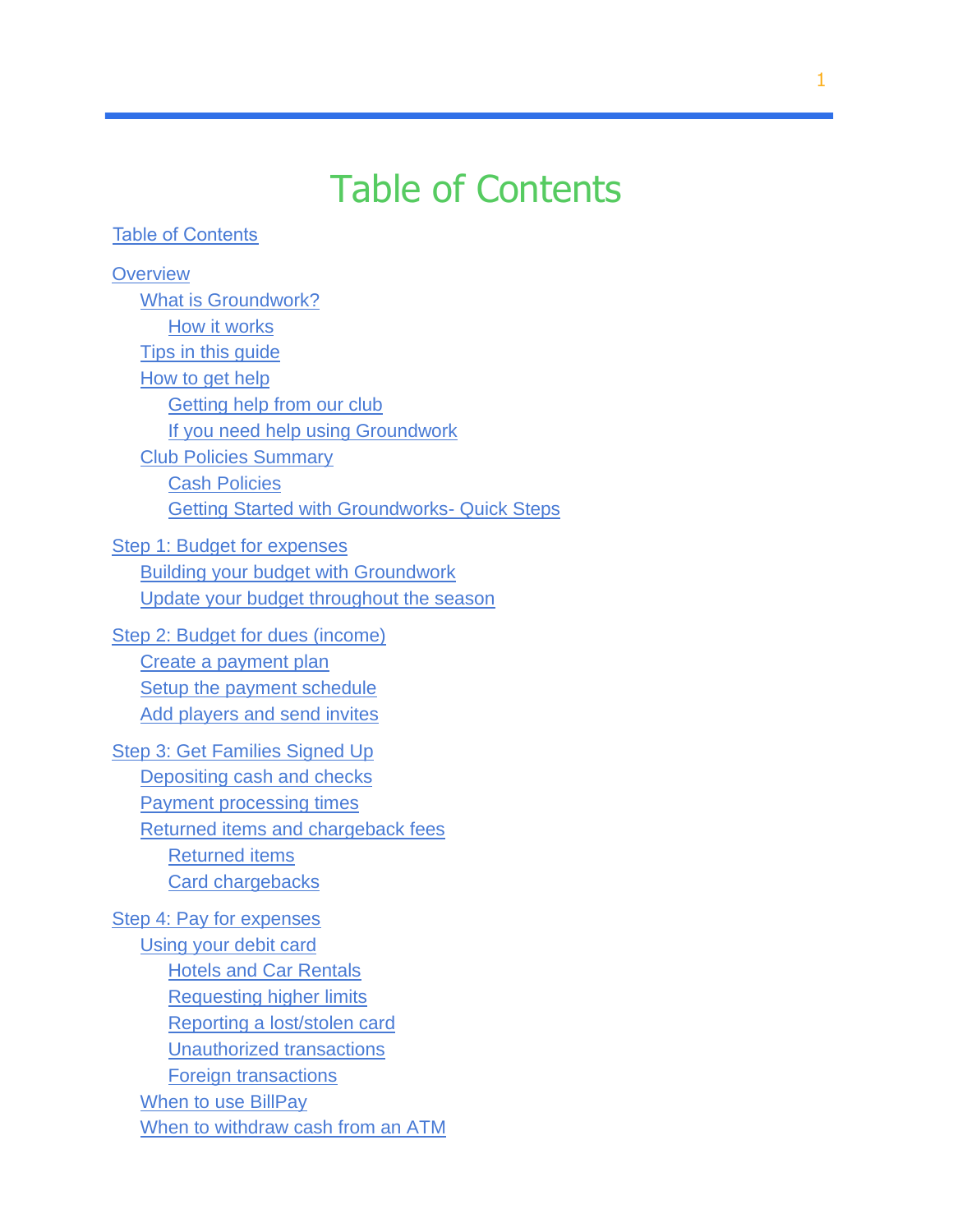# Table of Contents

- Table of Contents
- Overview
  - What is Groundwork?
    - How it works
  - Tips in this guide
  - How to get help
    - Getting help from our club
    - If you need help using Groundwork
  - Club Policies Summary
    - Cash Policies
    - Getting Started with Groundworks- Quick Steps
- Step 1: Budget for expenses
  - Building your budget with Groundwork
  - Update your budget throughout the season
- Step 2: Budget for dues (income)
  - Create a payment plan
  - Setup the payment schedule
  - Add players and send invites
- Step 3: Get Families Signed Up
  - Depositing cash and checks
  - Payment processing times
  - Returned items and chargeback fees
    - Returned items
    - Card chargebacks
- Step 4: Pay for expenses
  - Using your debit card
    - Hotels and Car Rentals
    - Requesting higher limits
    - Reporting a lost/stolen card
    - Unauthorized transactions
    - Foreign transactions
  - When to use BillPay
  - When to withdraw cash from an ATM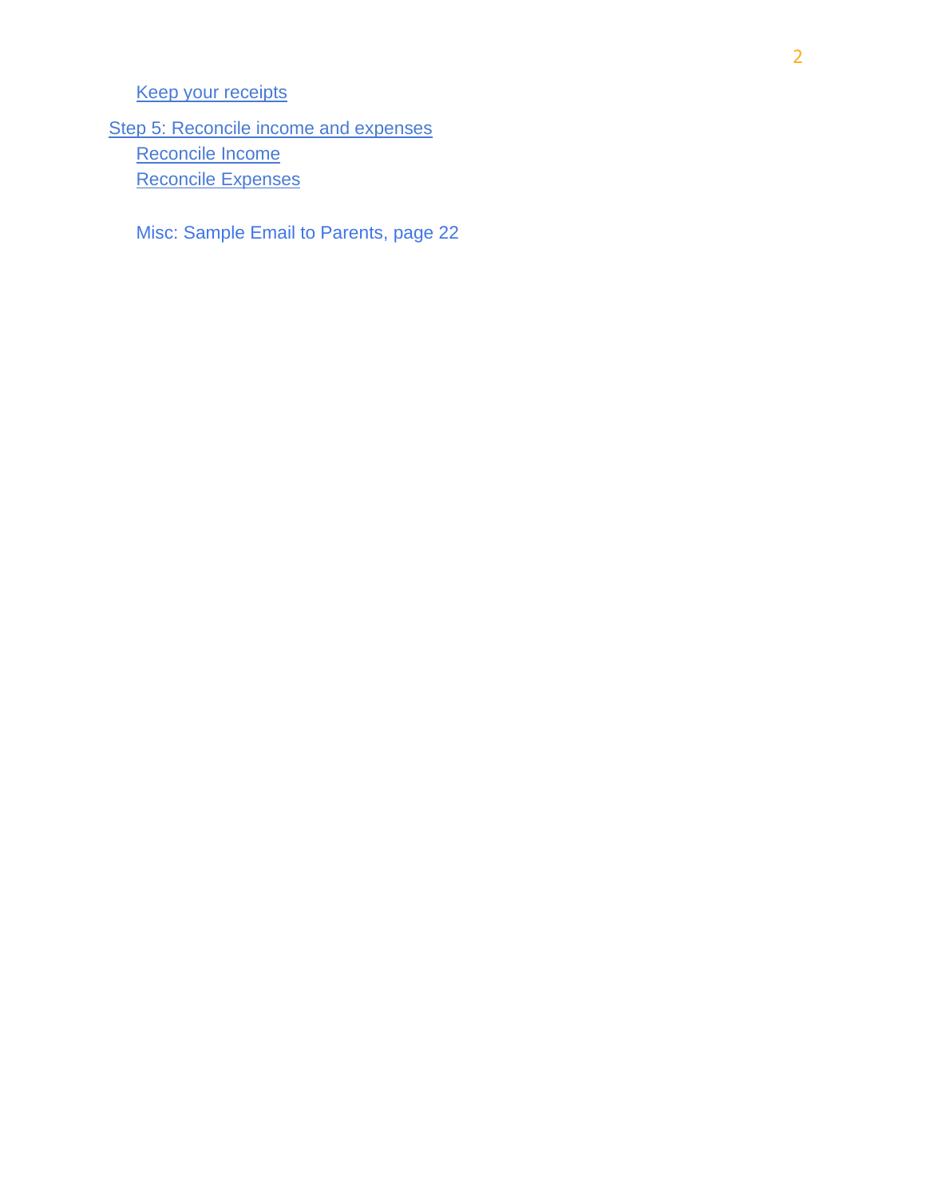- Keep your receipts

- Step 5: Reconcile income and expenses
  - Reconcile Income
  - Reconcile Expenses

  Misc: Sample Email to Parents, page 22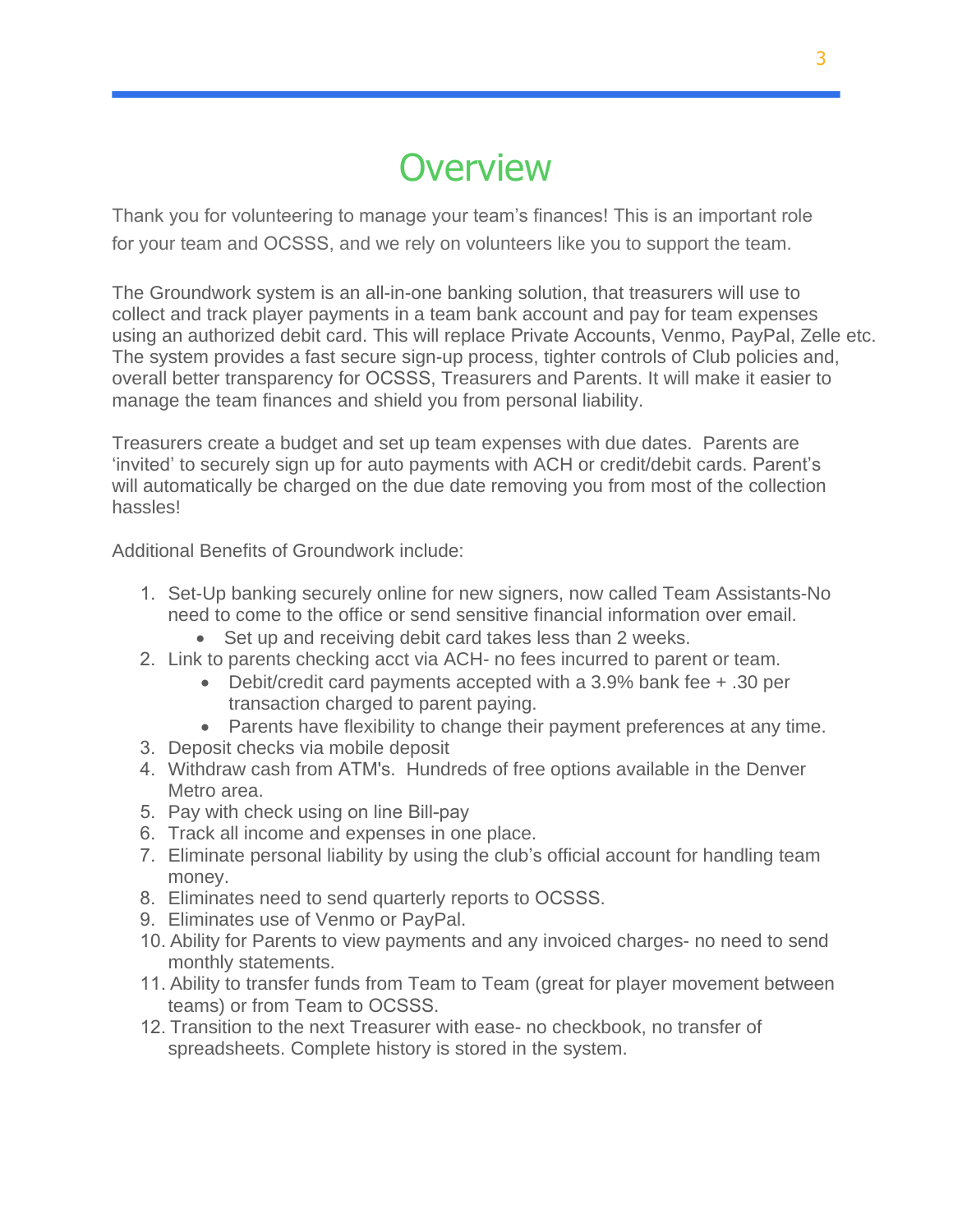# Overview

Thank you for volunteering to manage your team's finances! This is an important role for your team and OCSSS, and we rely on volunteers like you to support the team.

The Groundwork system is an all-in-one banking solution, that treasurers will use to collect and track player payments in a team bank account and pay for team expenses using an authorized debit card. This will replace Private Accounts, Venmo, PayPal, Zelle etc. The system provides a fast secure sign-up process, tighter controls of Club policies and, overall better transparency for OCSSS, Treasurers and Parents. It will make it easier to manage the team finances and shield you from personal liability.

Treasurers create a budget and set up team expenses with due dates. Parents are 'invited' to securely sign up for auto payments with ACH or credit/debit cards. Parent's will automatically be charged on the due date removing you from most of the collection hassles!

Additional Benefits of Groundwork include:

1. Set-Up banking securely online for new signers, now called Team Assistants-No need to come to the office or send sensitive financial information over email.
   - Set up and receiving debit card takes less than 2 weeks.
2. Link to parents checking acct via ACH- no fees incurred to parent or team.
   - Debit/credit card payments accepted with a 3.9% bank fee + .30 per transaction charged to parent paying.
   - Parents have flexibility to change their payment preferences at any time.
3. Deposit checks via mobile deposit
4. Withdraw cash from ATM's. Hundreds of free options available in the Denver Metro area.
5. Pay with check using on line Bill-pay
6. Track all income and expenses in one place.
7. Eliminate personal liability by using the club's official account for handling team money.
8. Eliminates need to send quarterly reports to OCSSS.
9. Eliminates use of Venmo or PayPal.
10. Ability for Parents to view payments and any invoiced charges- no need to send monthly statements.
11. Ability to transfer funds from Team to Team (great for player movement between teams) or from Team to OCSSS.
12. Transition to the next Treasurer with ease- no checkbook, no transfer of spreadsheets. Complete history is stored in the system.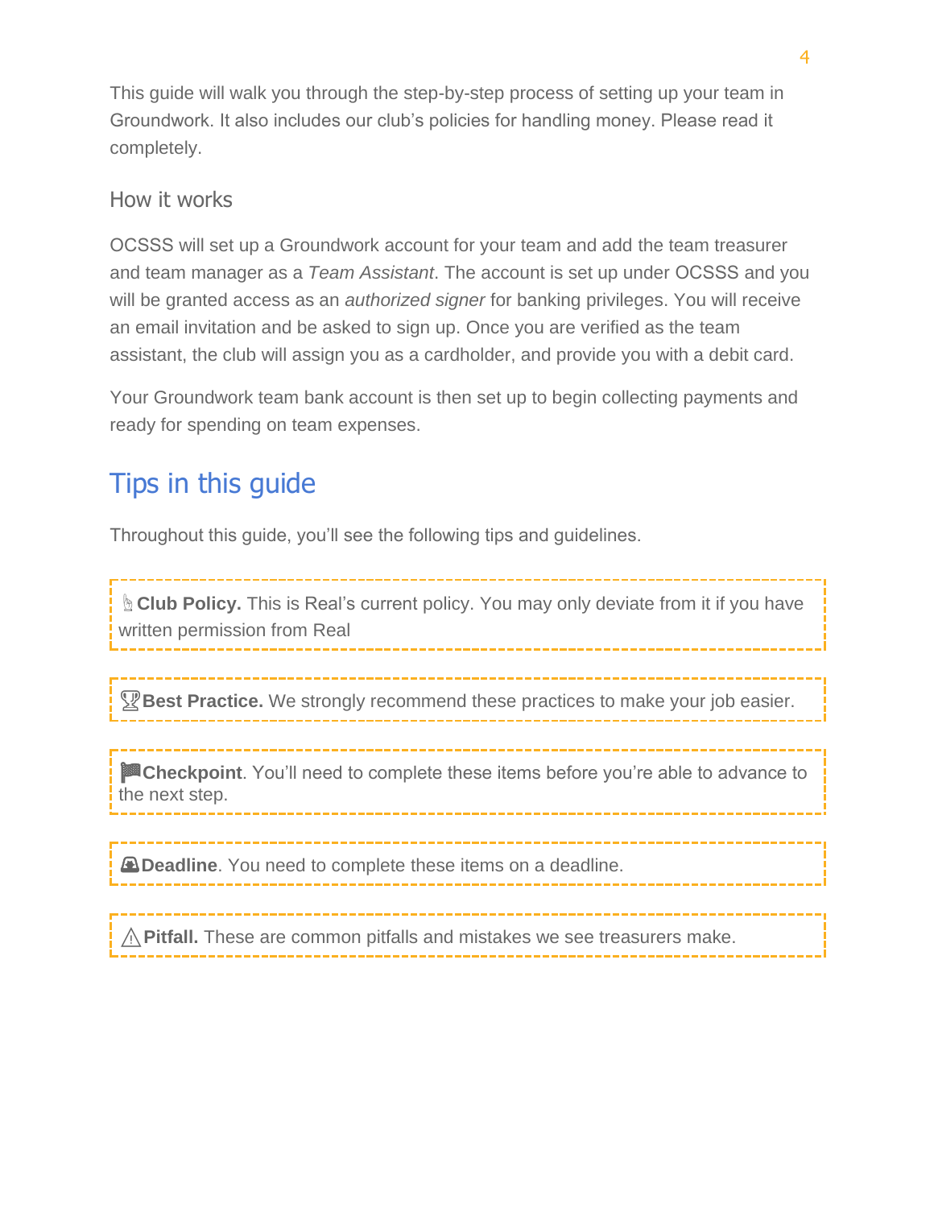This guide will walk you through the step-by-step process of setting up your team in Groundwork. It also includes our club's policies for handling money. Please read it completely.

### How it works

OCSSS will set up a Groundwork account for your team and add the team treasurer and team manager as a *Team Assistant*. The account is set up under OCSSS and you will be granted access as an *authorized signer* for banking privileges. You will receive an email invitation and be asked to sign up. Once you are verified as the team assistant, the club will assign you as a cardholder, and provide you with a debit card.

Your Groundwork team bank account is then set up to begin collecting payments and ready for spending on team expenses.

## Tips in this guide

Throughout this guide, you'll see the following tips and guidelines.

> **Club Policy.** This is Real's current policy. You may only deviate from it if you have written permission from Real

> **Best Practice.** We strongly recommend these practices to make your job easier.

> **Checkpoint**. You'll need to complete these items before you're able to advance to the next step.

> **Deadline**. You need to complete these items on a deadline.

> **Pitfall.** These are common pitfalls and mistakes we see treasurers make.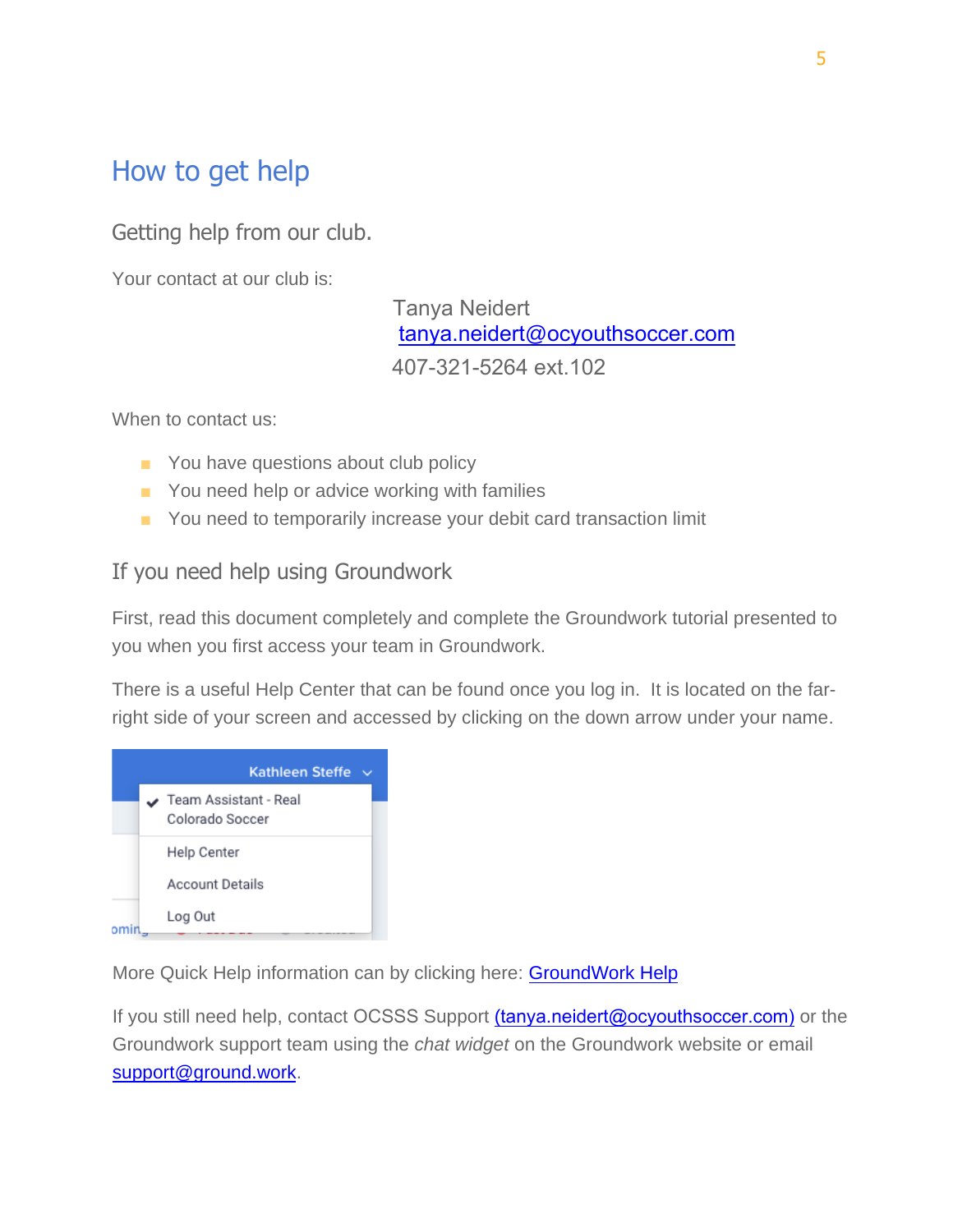# How to get help

## Getting help from our club.

Your contact at our club is:

Tanya Neidert
tanya.neidert@ocyouthsoccer.com
407-321-5264 ext.102

When to contact us:

- You have questions about club policy
- You need help or advice working with families
- You need to temporarily increase your debit card transaction limit

## If you need help using Groundwork

First, read this document completely and complete the Groundwork tutorial presented to you when you first access your team in Groundwork.

There is a useful Help Center that can be found once you log in. It is located on the far-right side of your screen and accessed by clicking on the down arrow under your name.

More Quick Help information can by clicking here: GroundWork Help

If you still need help, contact OCSSS Support (tanya.neidert@ocyouthsoccer.com) or the Groundwork support team using the *chat widget* on the Groundwork website or email support@ground.work.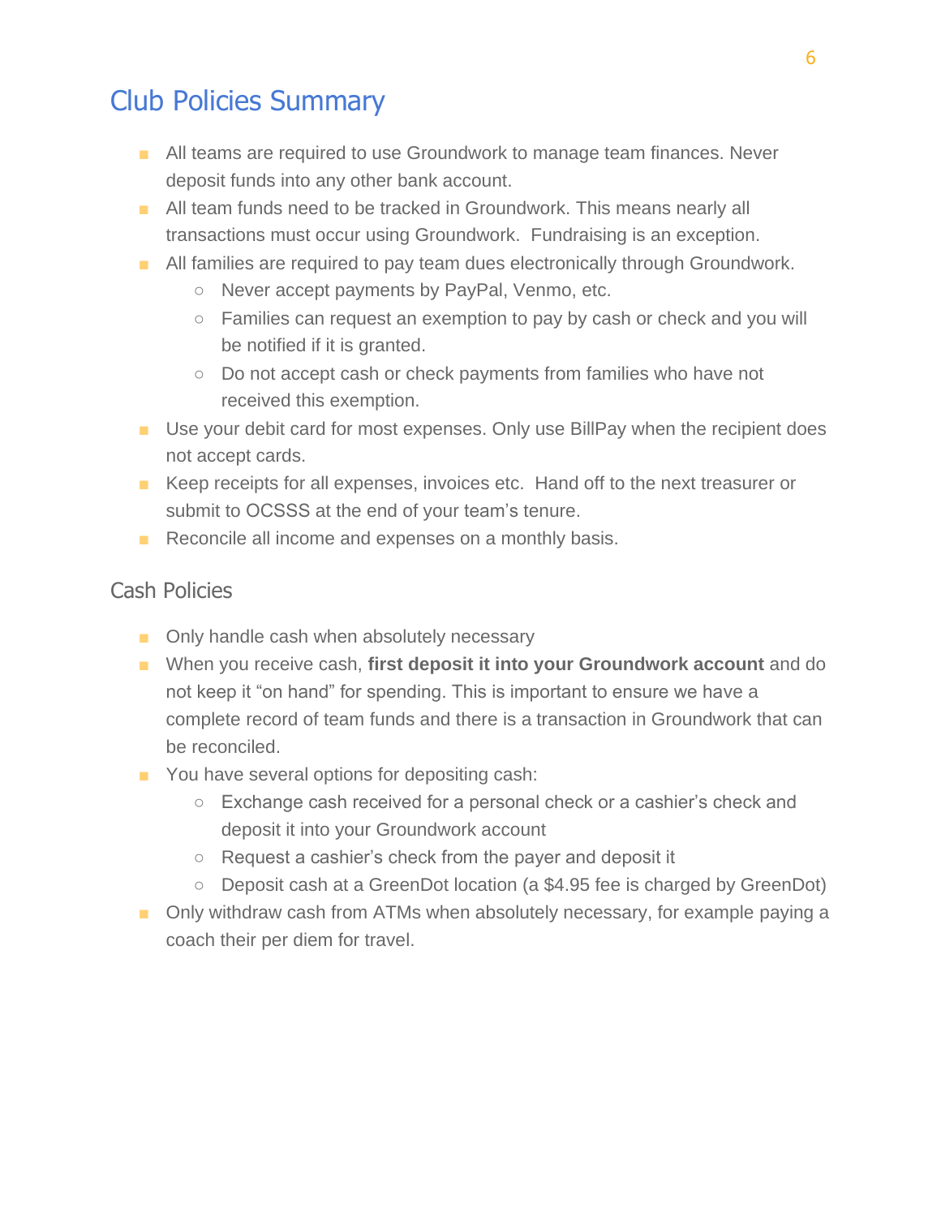# Club Policies Summary

- All teams are required to use Groundwork to manage team finances. Never deposit funds into any other bank account.
- All team funds need to be tracked in Groundwork. This means nearly all transactions must occur using Groundwork. Fundraising is an exception.
- All families are required to pay team dues electronically through Groundwork.
  - Never accept payments by PayPal, Venmo, etc.
  - Families can request an exemption to pay by cash or check and you will be notified if it is granted.
  - Do not accept cash or check payments from families who have not received this exemption.
- Use your debit card for most expenses. Only use BillPay when the recipient does not accept cards.
- Keep receipts for all expenses, invoices etc. Hand off to the next treasurer or submit to OCSSS at the end of your team's tenure.
- Reconcile all income and expenses on a monthly basis.

## Cash Policies

- Only handle cash when absolutely necessary
- When you receive cash, **first deposit it into your Groundwork account** and do not keep it "on hand" for spending. This is important to ensure we have a complete record of team funds and there is a transaction in Groundwork that can be reconciled.
- You have several options for depositing cash:
  - Exchange cash received for a personal check or a cashier's check and deposit it into your Groundwork account
  - Request a cashier's check from the payer and deposit it
  - Deposit cash at a GreenDot location (a $4.95 fee is charged by GreenDot)
- Only withdraw cash from ATMs when absolutely necessary, for example paying a coach their per diem for travel.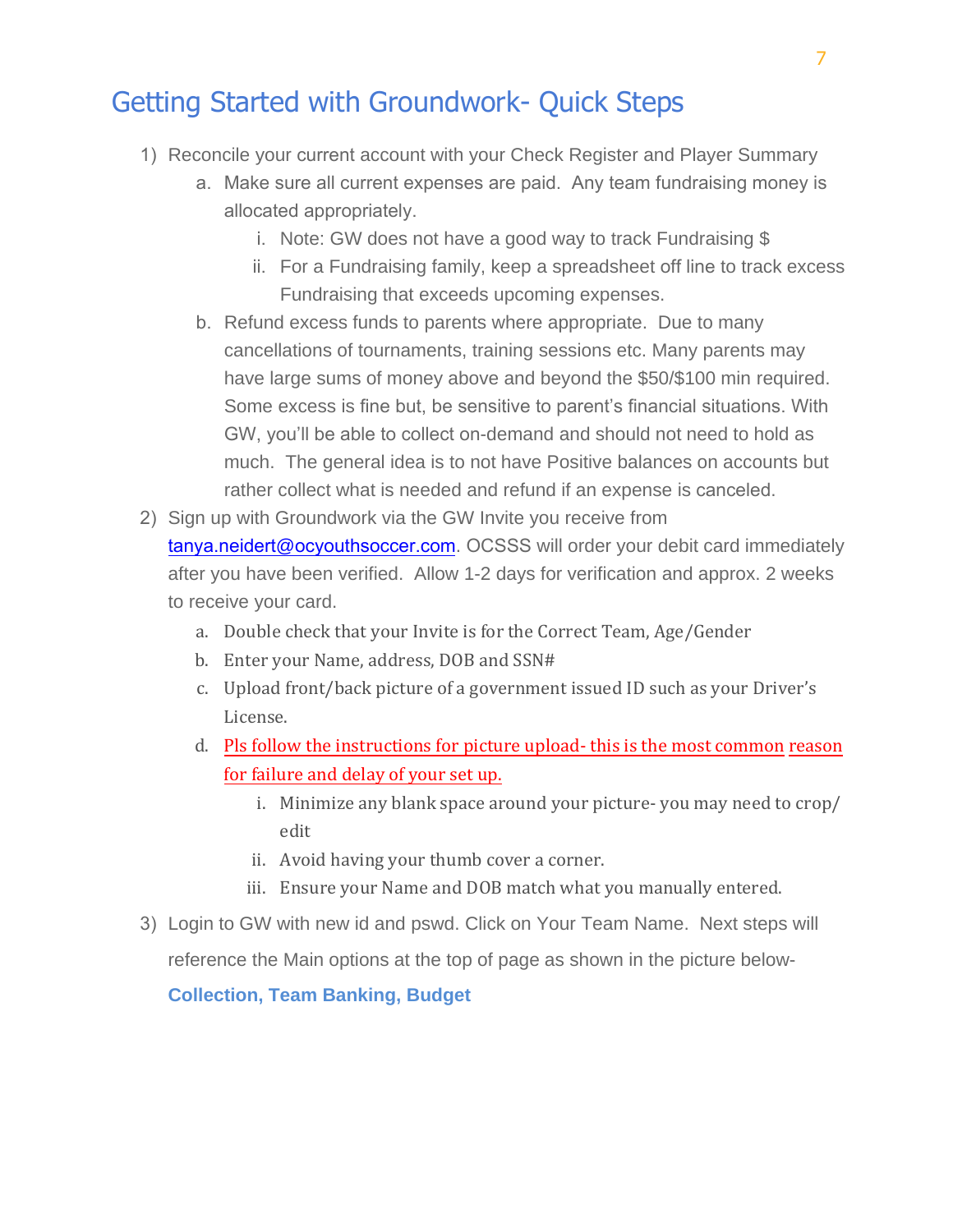## Getting Started with Groundwork- Quick Steps

1) Reconcile your current account with your Check Register and Player Summary
   a. Make sure all current expenses are paid. Any team fundraising money is allocated appropriately.
      i. Note: GW does not have a good way to track Fundraising $
      ii. For a Fundraising family, keep a spreadsheet off line to track excess Fundraising that exceeds upcoming expenses.
   b. Refund excess funds to parents where appropriate. Due to many cancellations of tournaments, training sessions etc. Many parents may have large sums of money above and beyond the $50/$100 min required. Some excess is fine but, be sensitive to parent's financial situations. With GW, you'll be able to collect on-demand and should not need to hold as much. The general idea is to not have Positive balances on accounts but rather collect what is needed and refund if an expense is canceled.
2) Sign up with Groundwork via the GW Invite you receive from tanya.neidert@ocyouthsoccer.com. OCSSS will order your debit card immediately after you have been verified. Allow 1-2 days for verification and approx. 2 weeks to receive your card.
   a. Double check that your Invite is for the Correct Team, Age/Gender
   b. Enter your Name, address, DOB and SSN#
   c. Upload front/back picture of a government issued ID such as your Driver's License.
   d. Pls follow the instructions for picture upload- this is the most common reason for failure and delay of your set up.
      i. Minimize any blank space around your picture- you may need to crop/ edit
      ii. Avoid having your thumb cover a corner.
      iii. Ensure your Name and DOB match what you manually entered.
3) Login to GW with new id and pswd. Click on Your Team Name. Next steps will reference the Main options at the top of page as shown in the picture below-
   **Collection, Team Banking, Budget**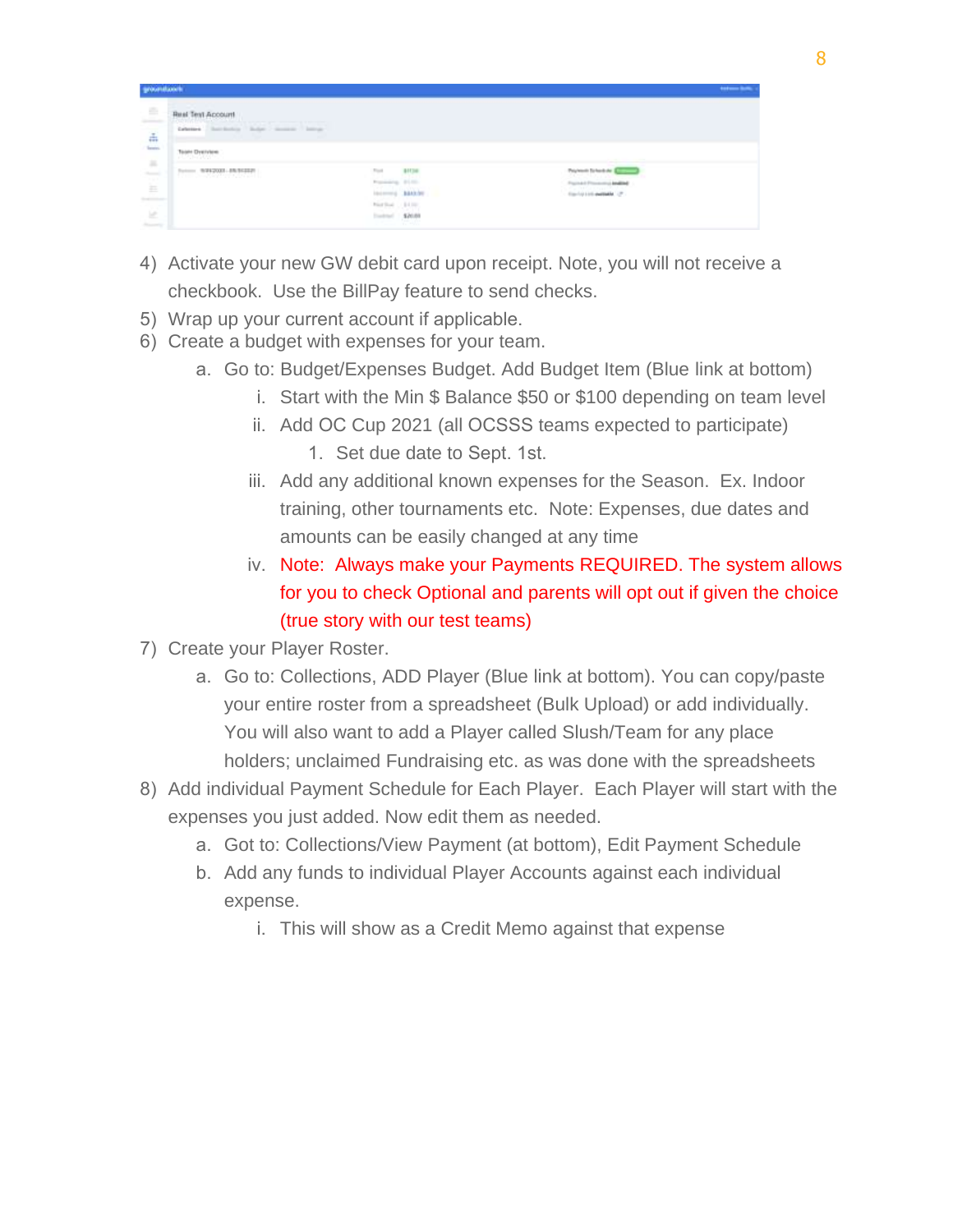4) Activate your new GW debit card upon receipt. Note, you will not receive a checkbook. Use the BillPay feature to send checks.
5) Wrap up your current account if applicable.
6) Create a budget with expenses for your team.
    a. Go to: Budget/Expenses Budget. Add Budget Item (Blue link at bottom)
        i. Start with the Min $ Balance $50 or $100 depending on team level
        ii. Add OC Cup 2021 (all OCSSS teams expected to participate)
            1. Set due date to Sept. 1st.
        iii. Add any additional known expenses for the Season. Ex. Indoor training, other tournaments etc. Note: Expenses, due dates and amounts can be easily changed at any time
        iv. Note: Always make your Payments REQUIRED. The system allows for you to check Optional and parents will opt out if given the choice (true story with our test teams)
7) Create your Player Roster.
    a. Go to: Collections, ADD Player (Blue link at bottom). You can copy/paste your entire roster from a spreadsheet (Bulk Upload) or add individually. You will also want to add a Player called Slush/Team for any place holders; unclaimed Fundraising etc. as was done with the spreadsheets
8) Add individual Payment Schedule for Each Player. Each Player will start with the expenses you just added. Now edit them as needed.
    a. Got to: Collections/View Payment (at bottom), Edit Payment Schedule
    b. Add any funds to individual Player Accounts against each individual expense.
        i. This will show as a Credit Memo against that expense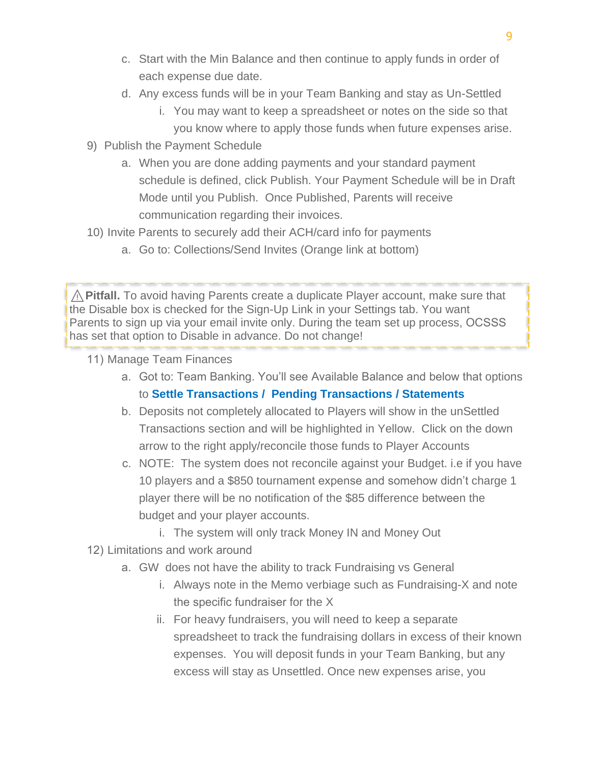c. Start with the Min Balance and then continue to apply funds in order of each expense due date.
   d. Any excess funds will be in your Team Banking and stay as Un-Settled
      i. You may want to keep a spreadsheet or notes on the side so that you know where to apply those funds when future expenses arise.

9) Publish the Payment Schedule
   a. When you are done adding payments and your standard payment schedule is defined, click Publish. Your Payment Schedule will be in Draft Mode until you Publish. Once Published, Parents will receive communication regarding their invoices.

10) Invite Parents to securely add their ACH/card info for payments
   a. Go to: Collections/Send Invites (Orange link at bottom)

> ⚠ **Pitfall.** To avoid having Parents create a duplicate Player account, make sure that the Disable box is checked for the Sign-Up Link in your Settings tab. You want Parents to sign up via your email invite only. During the team set up process, OCSSS has set that option to Disable in advance. Do not change!

11) Manage Team Finances
   a. Got to: Team Banking. You'll see Available Balance and below that options to **Settle Transactions / Pending Transactions / Statements**
   b. Deposits not completely allocated to Players will show in the unSettled Transactions section and will be highlighted in Yellow. Click on the down arrow to the right apply/reconcile those funds to Player Accounts
   c. NOTE: The system does not reconcile against your Budget. i.e if you have 10 players and a $850 tournament expense and somehow didn't charge 1 player there will be no notification of the $85 difference between the budget and your player accounts.
      i. The system will only track Money IN and Money Out

12) Limitations and work around
   a. GW does not have the ability to track Fundraising vs General
      i. Always note in the Memo verbiage such as Fundraising-X and note the specific fundraiser for the X
      ii. For heavy fundraisers, you will need to keep a separate spreadsheet to track the fundraising dollars in excess of their known expenses. You will deposit funds in your Team Banking, but any excess will stay as Unsettled. Once new expenses arise, you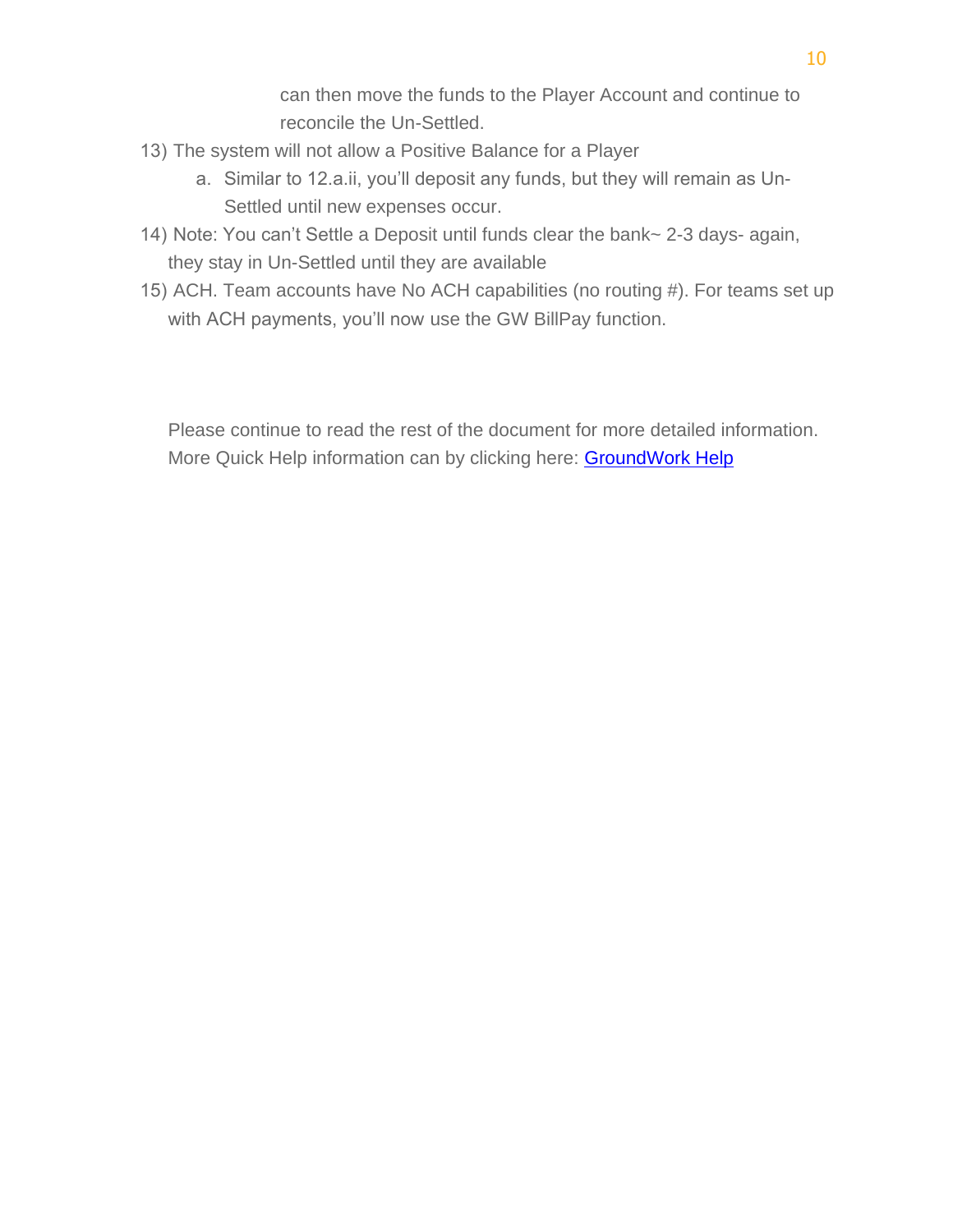can then move the funds to the Player Account and continue to reconcile the Un-Settled.

13) The system will not allow a Positive Balance for a Player
    a. Similar to 12.a.ii, you'll deposit any funds, but they will remain as Un-Settled until new expenses occur.
14) Note: You can't Settle a Deposit until funds clear the bank~ 2-3 days- again, they stay in Un-Settled until they are available
15) ACH. Team accounts have No ACH capabilities (no routing #). For teams set up with ACH payments, you'll now use the GW BillPay function.

Please continue to read the rest of the document for more detailed information. More Quick Help information can by clicking here: [GroundWork Help]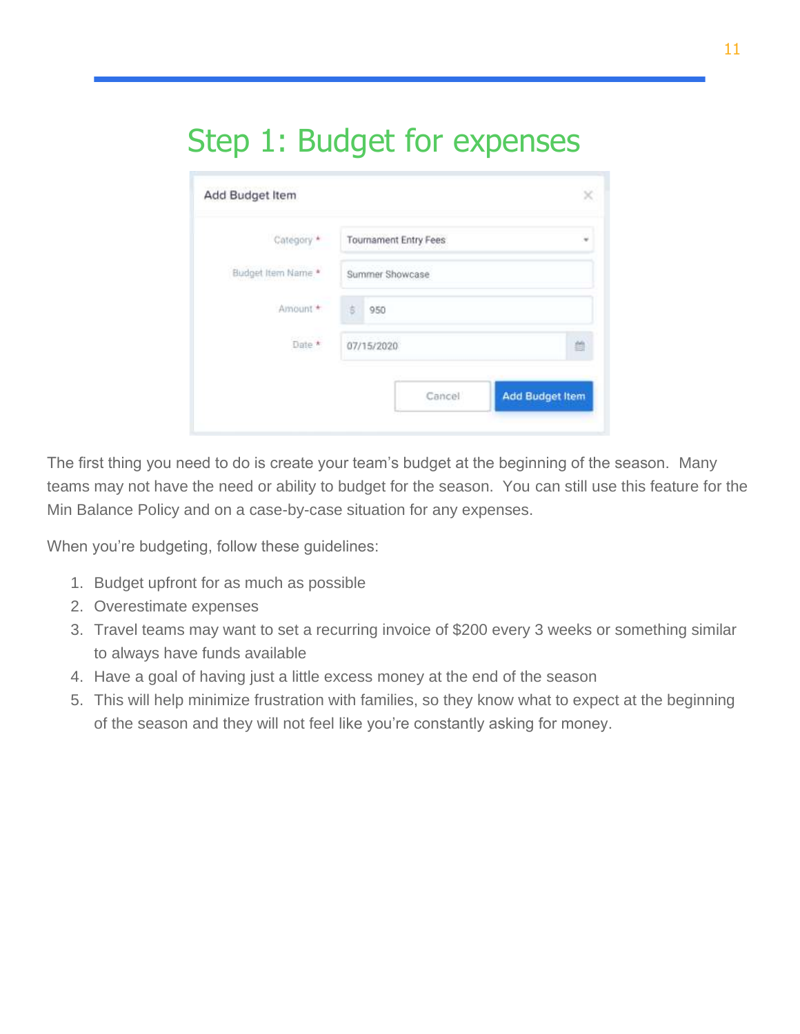# Step 1: Budget for expenses

Add Budget Item

Category * Tournament Entry Fees

Budget Item Name * Summer Showcase

Amount * $ 950

Date * 07/15/2020

Cancel | Add Budget Item

The first thing you need to do is create your team's budget at the beginning of the season. Many teams may not have the need or ability to budget for the season. You can still use this feature for the Min Balance Policy and on a case-by-case situation for any expenses.

When you're budgeting, follow these guidelines:

1. Budget upfront for as much as possible
2. Overestimate expenses
3. Travel teams may want to set a recurring invoice of $200 every 3 weeks or something similar to always have funds available
4. Have a goal of having just a little excess money at the end of the season
5. This will help minimize frustration with families, so they know what to expect at the beginning of the season and they will not feel like you're constantly asking for money.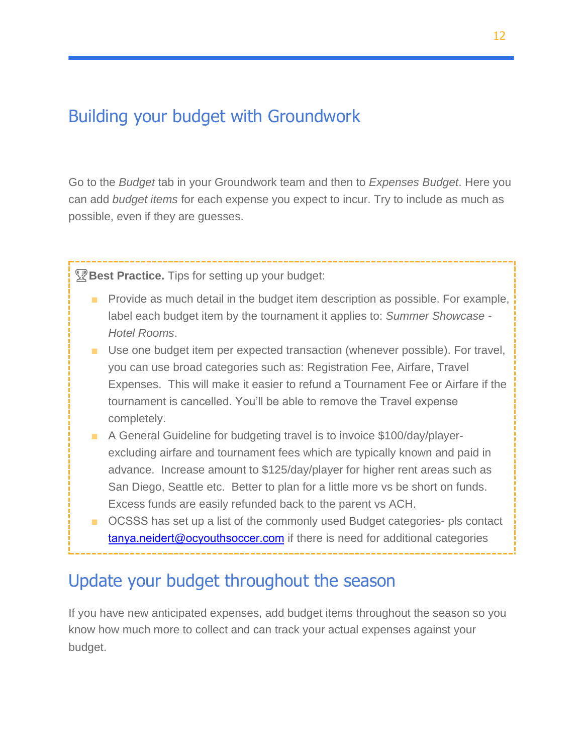## Building your budget with Groundwork

Go to the *Budget* tab in your Groundwork team and then to *Expenses Budget*. Here you can add *budget items* for each expense you expect to incur. Try to include as much as possible, even if they are guesses.

🏆**Best Practice.** Tips for setting up your budget:

- Provide as much detail in the budget item description as possible. For example, label each budget item by the tournament it applies to: *Summer Showcase - Hotel Rooms*.
- Use one budget item per expected transaction (whenever possible). For travel, you can use broad categories such as: Registration Fee, Airfare, Travel Expenses. This will make it easier to refund a Tournament Fee or Airfare if the tournament is cancelled. You'll be able to remove the Travel expense completely.
- A General Guideline for budgeting travel is to invoice $100/day/player- excluding airfare and tournament fees which are typically known and paid in advance. Increase amount to $125/day/player for higher rent areas such as San Diego, Seattle etc. Better to plan for a little more vs be short on funds. Excess funds are easily refunded back to the parent vs ACH.
- OCSSS has set up a list of the commonly used Budget categories- pls contact tanya.neidert@ocyouthsoccer.com if there is need for additional categories

## Update your budget throughout the season

If you have new anticipated expenses, add budget items throughout the season so you know how much more to collect and can track your actual expenses against your budget.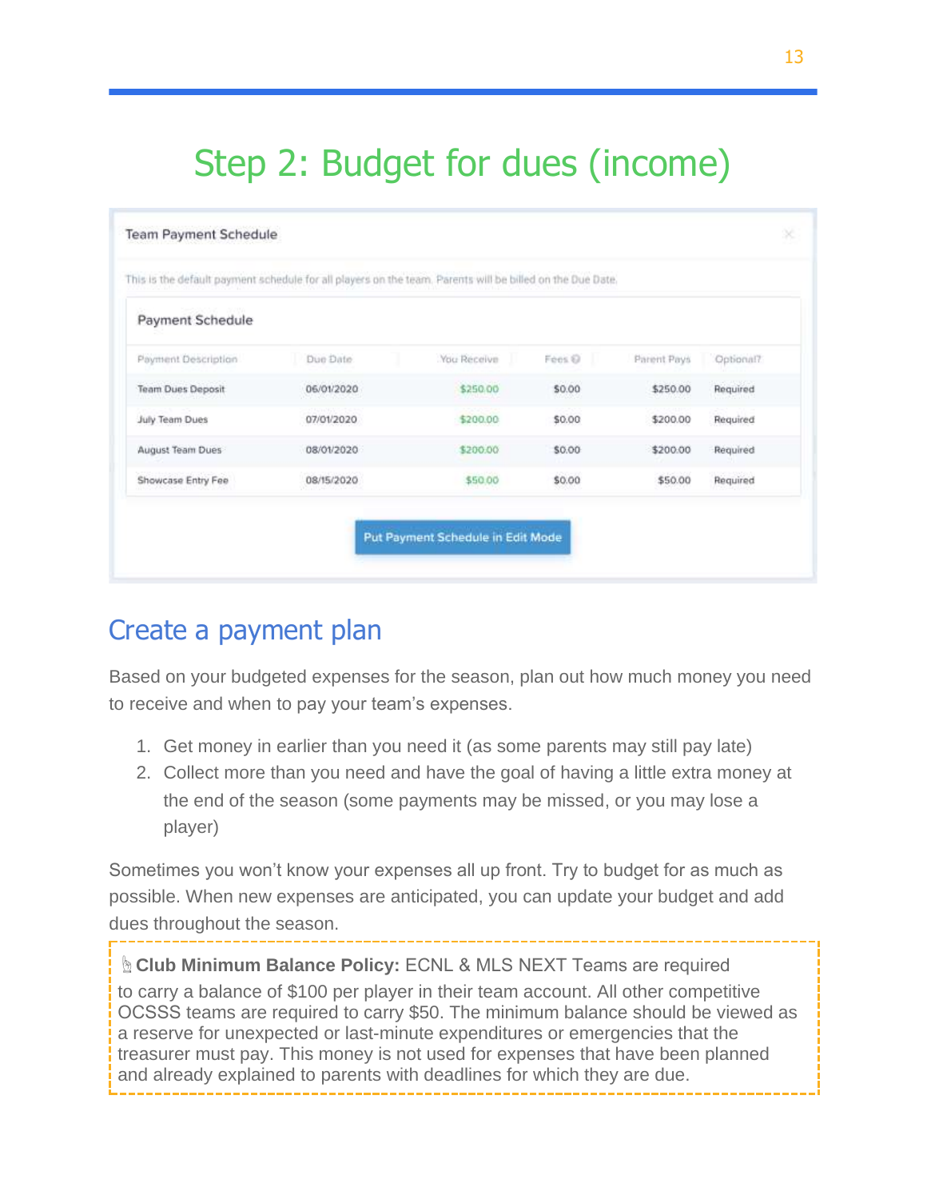# Step 2: Budget for dues (income)

**Team Payment Schedule**

This is the default payment schedule for all players on the team. Parents will be billed on the Due Date.

**Payment Schedule**

| Payment Description | Due Date | You Receive | Fees | Parent Pays | Optional? |
|---|---|---|---|---|---|
| Team Dues Deposit | 06/01/2020 | $250.00 | $0.00 | $250.00 | Required |
| July Team Dues | 07/01/2020 | $200.00 | $0.00 | $200.00 | Required |
| August Team Dues | 08/01/2020 | $200.00 | $0.00 | $200.00 | Required |
| Showcase Entry Fee | 08/15/2020 | $50.00 | $0.00 | $50.00 | Required |

Put Payment Schedule in Edit Mode

## Create a payment plan

Based on your budgeted expenses for the season, plan out how much money you need to receive and when to pay your team's expenses.

1. Get money in earlier than you need it (as some parents may still pay late)
2. Collect more than you need and have the goal of having a little extra money at the end of the season (some payments may be missed, or you may lose a player)

Sometimes you won't know your expenses all up front. Try to budget for as much as possible. When new expenses are anticipated, you can update your budget and add dues throughout the season.

**Club Minimum Balance Policy:** ECNL & MLS NEXT Teams are required to carry a balance of $100 per player in their team account. All other competitive OCSSS teams are required to carry $50. The minimum balance should be viewed as a reserve for unexpected or last-minute expenditures or emergencies that the treasurer must pay. This money is not used for expenses that have been planned and already explained to parents with deadlines for which they are due.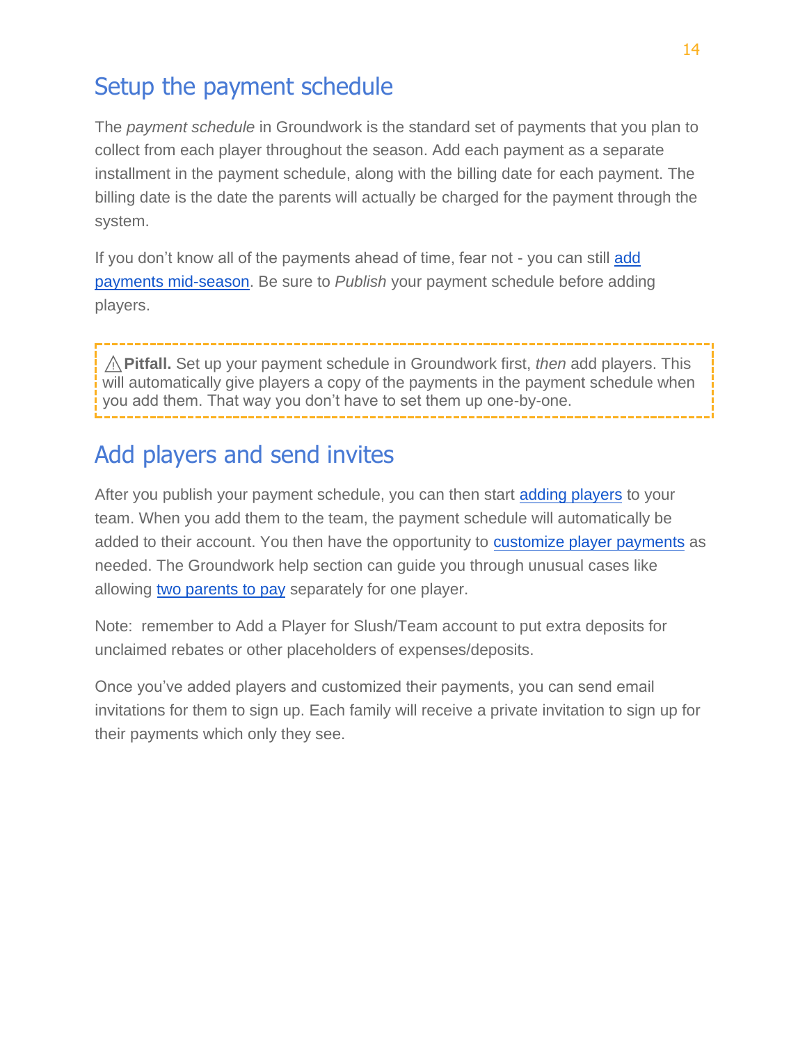## Setup the payment schedule

The *payment schedule* in Groundwork is the standard set of payments that you plan to collect from each player throughout the season. Add each payment as a separate installment in the payment schedule, along with the billing date for each payment. The billing date is the date the parents will actually be charged for the payment through the system.

If you don't know all of the payments ahead of time, fear not - you can still [add payments mid-season](). Be sure to *Publish* your payment schedule before adding players.

> ⚠**Pitfall.** Set up your payment schedule in Groundwork first, *then* add players. This will automatically give players a copy of the payments in the payment schedule when you add them. That way you don't have to set them up one-by-one.

## Add players and send invites

After you publish your payment schedule, you can then start [adding players]() to your team. When you add them to the team, the payment schedule will automatically be added to their account. You then have the opportunity to [customize player payments]() as needed. The Groundwork help section can guide you through unusual cases like allowing [two parents to pay]() separately for one player.

Note: remember to Add a Player for Slush/Team account to put extra deposits for unclaimed rebates or other placeholders of expenses/deposits.

Once you've added players and customized their payments, you can send email invitations for them to sign up. Each family will receive a private invitation to sign up for their payments which only they see.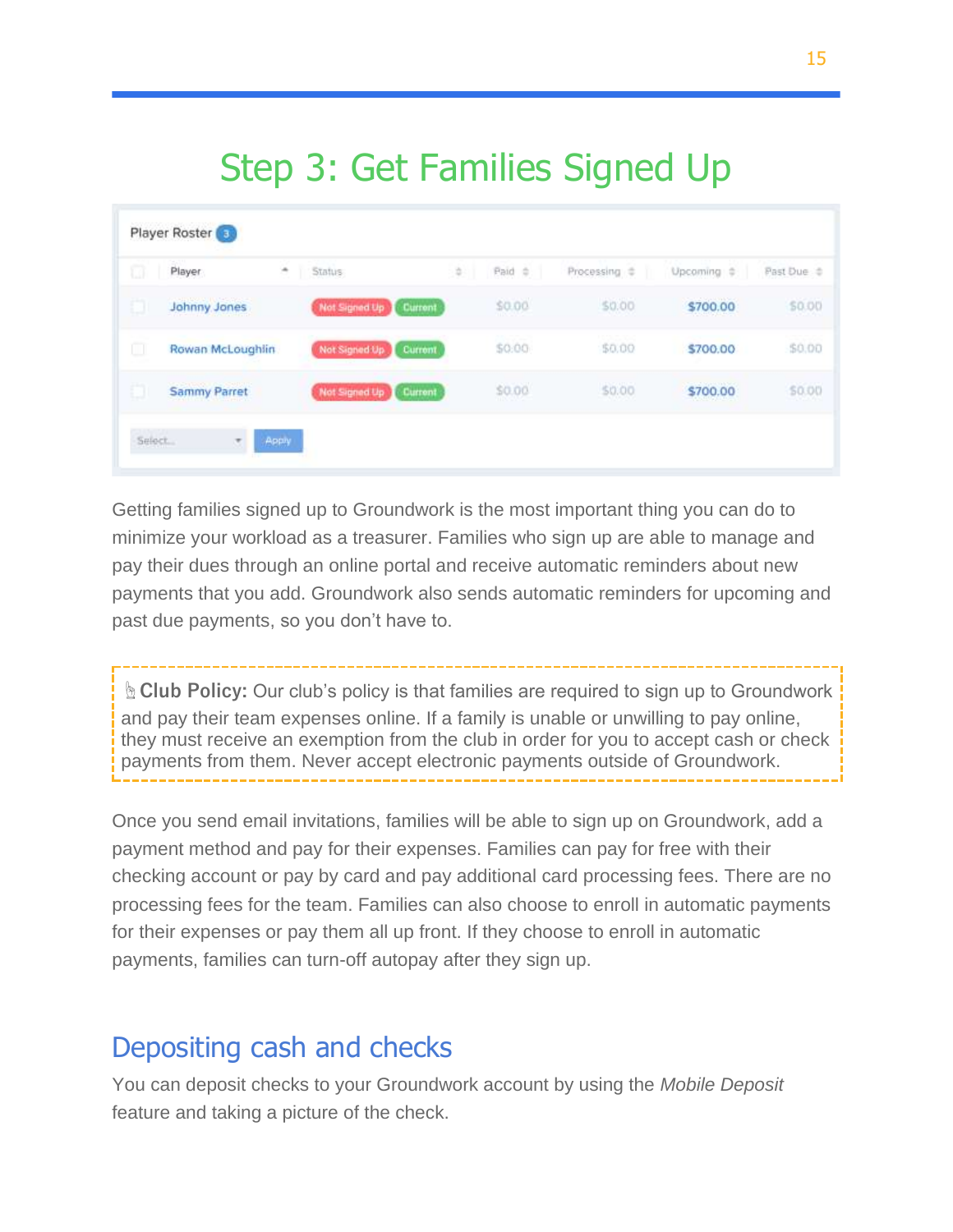# Step 3: Get Families Signed Up

Player Roster 3

| | Player | Status | Paid | Processing | Upcoming | Past Due |
|---|---|---|---|---|---|---|
| | Johnny Jones | Not Signed Up Current | $0.00 | $0.00 | $700.00 | $0.00 |
| | Rowan McLoughlin | Not Signed Up Current | $0.00 | $0.00 | $700.00 | $0.00 |
| | Sammy Parret | Not Signed Up Current | $0.00 | $0.00 | $700.00 | $0.00 |

Select... Apply

Getting families signed up to Groundwork is the most important thing you can do to minimize your workload as a treasurer. Families who sign up are able to manage and pay their dues through an online portal and receive automatic reminders about new payments that you add. Groundwork also sends automatic reminders for upcoming and past due payments, so you don't have to.

> **Club Policy:** Our club's policy is that families are required to sign up to Groundwork and pay their team expenses online. If a family is unable or unwilling to pay online, they must receive an exemption from the club in order for you to accept cash or check payments from them. Never accept electronic payments outside of Groundwork.

Once you send email invitations, families will be able to sign up on Groundwork, add a payment method and pay for their expenses. Families can pay for free with their checking account or pay by card and pay additional card processing fees. There are no processing fees for the team. Families can also choose to enroll in automatic payments for their expenses or pay them all up front. If they choose to enroll in automatic payments, families can turn-off autopay after they sign up.

## Depositing cash and checks

You can deposit checks to your Groundwork account by using the *Mobile Deposit* feature and taking a picture of the check.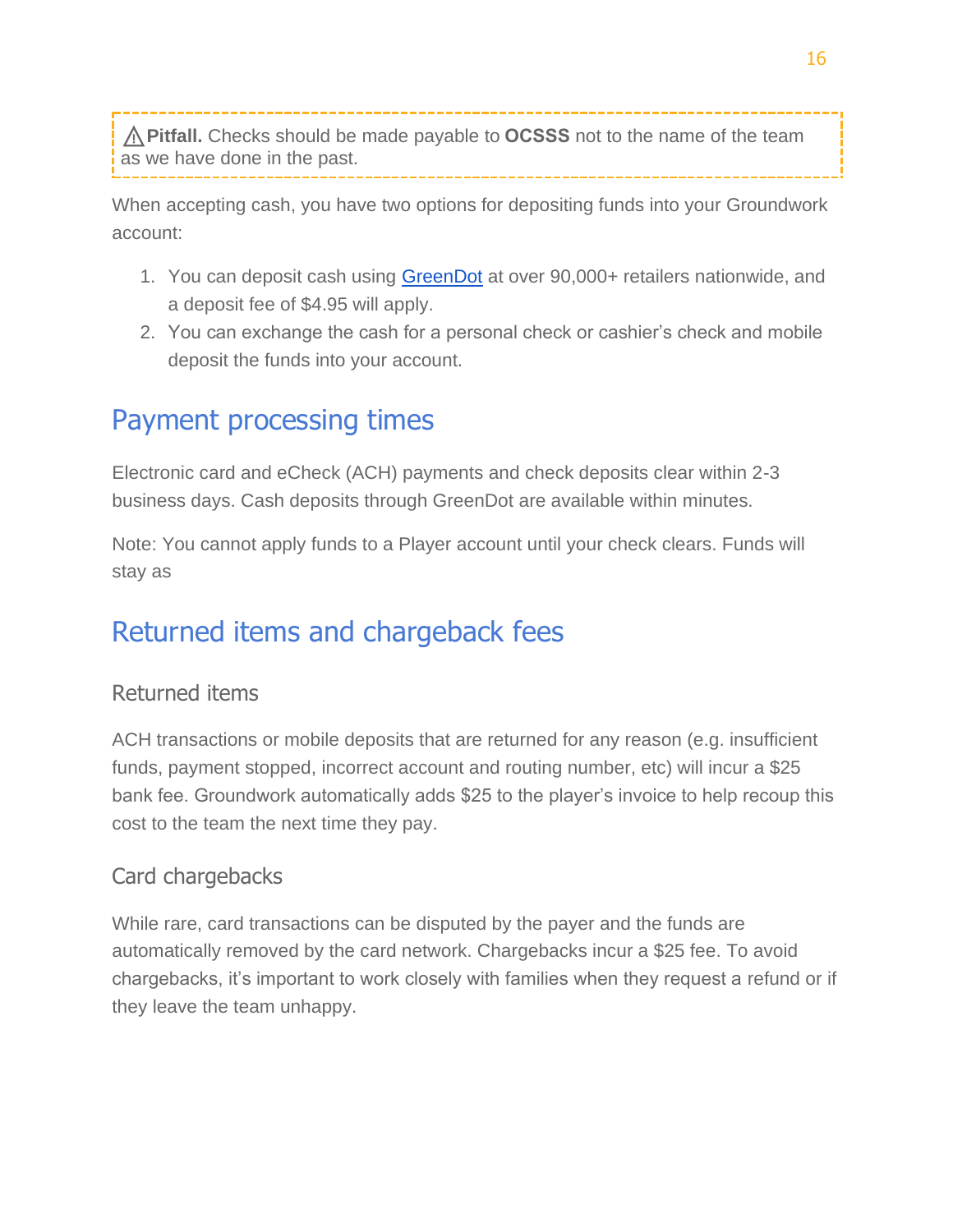> ⚠**Pitfall.** Checks should be made payable to **OCSSS** not to the name of the team as we have done in the past.

When accepting cash, you have two options for depositing funds into your Groundwork account:

1. You can deposit cash using [GreenDot]() at over 90,000+ retailers nationwide, and a deposit fee of $4.95 will apply.
2. You can exchange the cash for a personal check or cashier's check and mobile deposit the funds into your account.

## Payment processing times

Electronic card and eCheck (ACH) payments and check deposits clear within 2-3 business days. Cash deposits through GreenDot are available within minutes.

Note: You cannot apply funds to a Player account until your check clears. Funds will stay as

## Returned items and chargeback fees

### Returned items

ACH transactions or mobile deposits that are returned for any reason (e.g. insufficient funds, payment stopped, incorrect account and routing number, etc) will incur a $25 bank fee. Groundwork automatically adds $25 to the player's invoice to help recoup this cost to the team the next time they pay.

### Card chargebacks

While rare, card transactions can be disputed by the payer and the funds are automatically removed by the card network. Chargebacks incur a $25 fee. To avoid chargebacks, it's important to work closely with families when they request a refund or if they leave the team unhappy.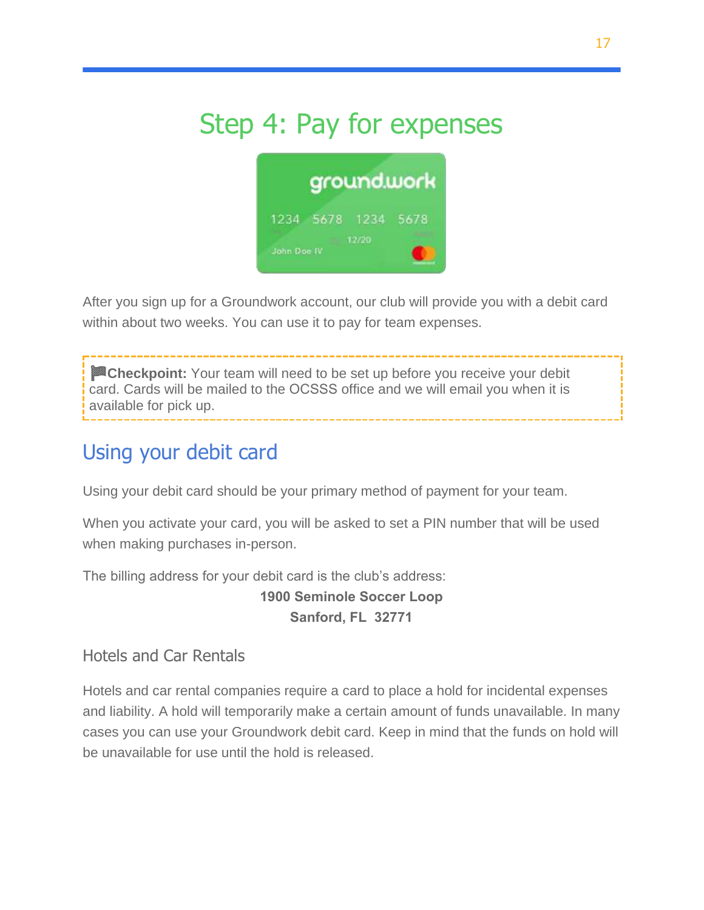# Step 4: Pay for expenses

After you sign up for a Groundwork account, our club will provide you with a debit card within about two weeks. You can use it to pay for team expenses.

🏁**Checkpoint:** Your team will need to be set up before you receive your debit card. Cards will be mailed to the OCSSS office and we will email you when it is available for pick up.

## Using your debit card

Using your debit card should be your primary method of payment for your team.

When you activate your card, you will be asked to set a PIN number that will be used when making purchases in-person.

The billing address for your debit card is the club's address:

**1900 Seminole Soccer Loop**
**Sanford, FL 32771**

### Hotels and Car Rentals

Hotels and car rental companies require a card to place a hold for incidental expenses and liability. A hold will temporarily make a certain amount of funds unavailable. In many cases you can use your Groundwork debit card. Keep in mind that the funds on hold will be unavailable for use until the hold is released.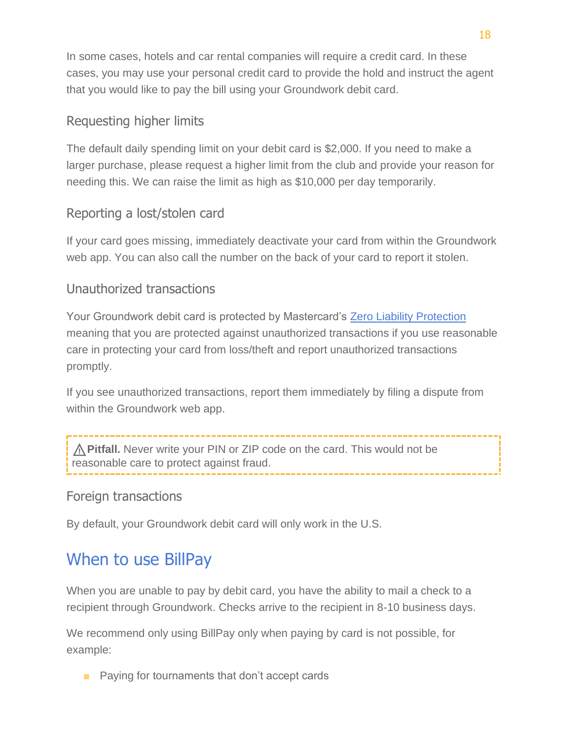In some cases, hotels and car rental companies will require a credit card. In these cases, you may use your personal credit card to provide the hold and instruct the agent that you would like to pay the bill using your Groundwork debit card.

### Requesting higher limits

The default daily spending limit on your debit card is $2,000. If you need to make a larger purchase, please request a higher limit from the club and provide your reason for needing this. We can raise the limit as high as $10,000 per day temporarily.

### Reporting a lost/stolen card

If your card goes missing, immediately deactivate your card from within the Groundwork web app. You can also call the number on the back of your card to report it stolen.

### Unauthorized transactions

Your Groundwork debit card is protected by Mastercard's [Zero Liability Protection]() meaning that you are protected against unauthorized transactions if you use reasonable care in protecting your card from loss/theft and report unauthorized transactions promptly.

If you see unauthorized transactions, report them immediately by filing a dispute from within the Groundwork web app.

> ⚠ **Pitfall.** Never write your PIN or ZIP code on the card. This would not be reasonable care to protect against fraud.

### Foreign transactions

By default, your Groundwork debit card will only work in the U.S.

## When to use BillPay

When you are unable to pay by debit card, you have the ability to mail a check to a recipient through Groundwork. Checks arrive to the recipient in 8-10 business days.

We recommend only using BillPay only when paying by card is not possible, for example:

- Paying for tournaments that don't accept cards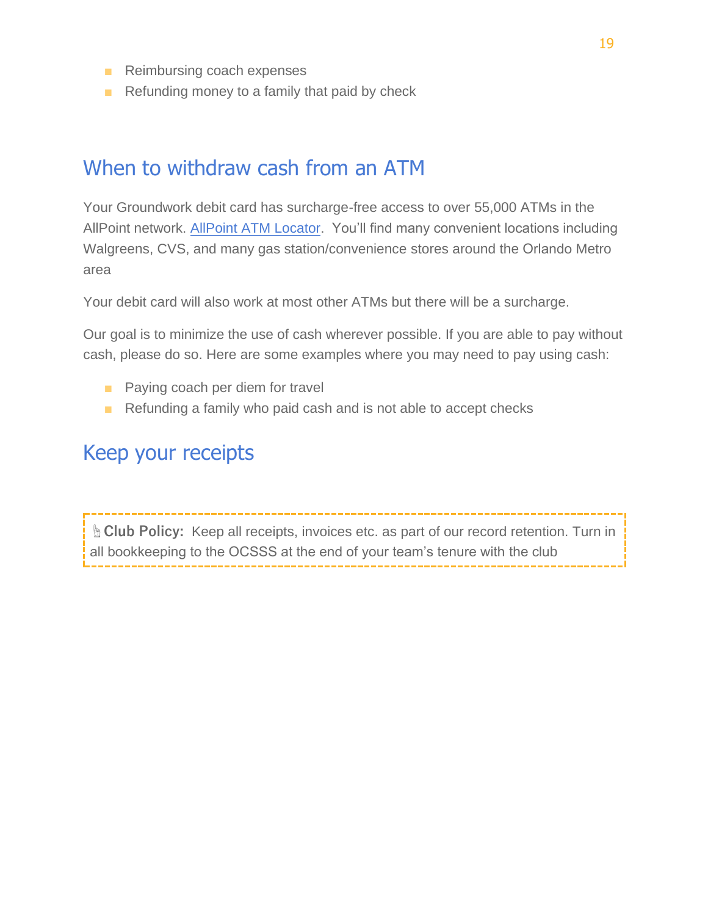- Reimbursing coach expenses
- Refunding money to a family that paid by check

## When to withdraw cash from an ATM

Your Groundwork debit card has surcharge-free access to over 55,000 ATMs in the AllPoint network. [AllPoint ATM Locator]. You'll find many convenient locations including Walgreens, CVS, and many gas station/convenience stores around the Orlando Metro area

Your debit card will also work at most other ATMs but there will be a surcharge.

Our goal is to minimize the use of cash wherever possible. If you are able to pay without cash, please do so. Here are some examples where you may need to pay using cash:

- Paying coach per diem for travel
- Refunding a family who paid cash and is not able to accept checks

## Keep your receipts

> **Club Policy:** Keep all receipts, invoices etc. as part of our record retention. Turn in all bookkeeping to the OCSSS at the end of your team's tenure with the club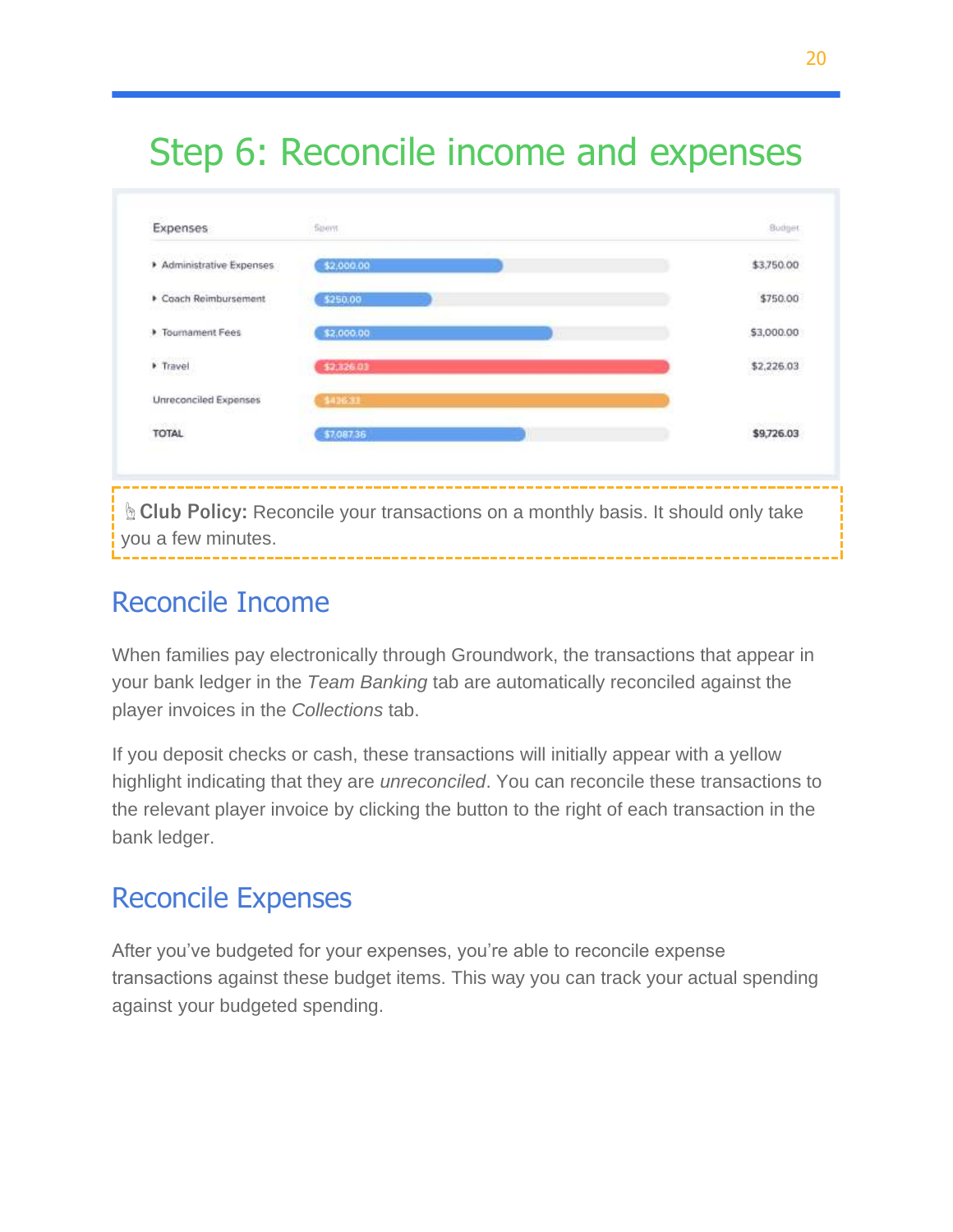# Step 6: Reconcile income and expenses

| Expenses | Spent | Budget |
|---|---|---|
| Administrative Expenses | $2,000.00 | $3,750.00 |
| Coach Reimbursement | $250.00 | $750.00 |
| Tournament Fees | $2,000.00 | $3,000.00 |
| Travel | $2,326.03 | $2,226.03 |
| Unreconciled Expenses | $436.33 | |
| TOTAL | $7,087.36 | $9,726.03 |

**Club Policy:** Reconcile your transactions on a monthly basis. It should only take you a few minutes.

## Reconcile Income

When families pay electronically through Groundwork, the transactions that appear in your bank ledger in the *Team Banking* tab are automatically reconciled against the player invoices in the *Collections* tab.

If you deposit checks or cash, these transactions will initially appear with a yellow highlight indicating that they are *unreconciled*. You can reconcile these transactions to the relevant player invoice by clicking the button to the right of each transaction in the bank ledger.

## Reconcile Expenses

After you've budgeted for your expenses, you're able to reconcile expense transactions against these budget items. This way you can track your actual spending against your budgeted spending.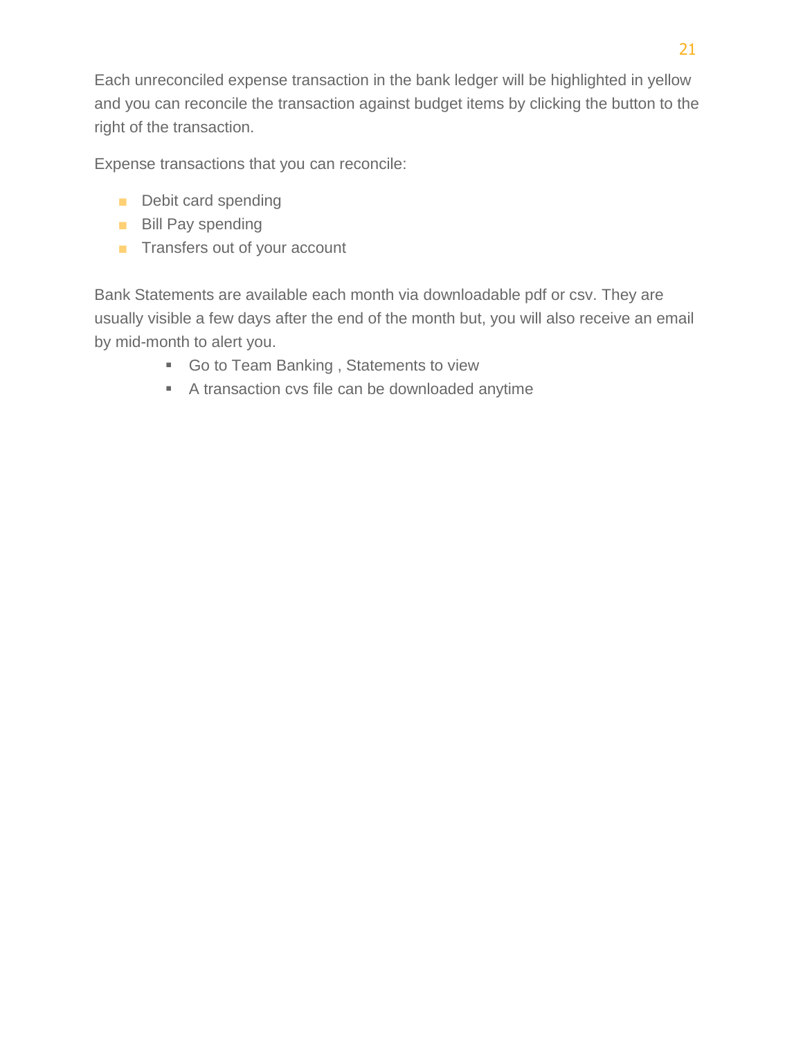Each unreconciled expense transaction in the bank ledger will be highlighted in yellow and you can reconcile the transaction against budget items by clicking the button to the right of the transaction.

Expense transactions that you can reconcile:

- Debit card spending
- Bill Pay spending
- Transfers out of your account

Bank Statements are available each month via downloadable pdf or csv. They are usually visible a few days after the end of the month but, you will also receive an email by mid-month to alert you.

  - Go to Team Banking , Statements to view
  - A transaction cvs file can be downloaded anytime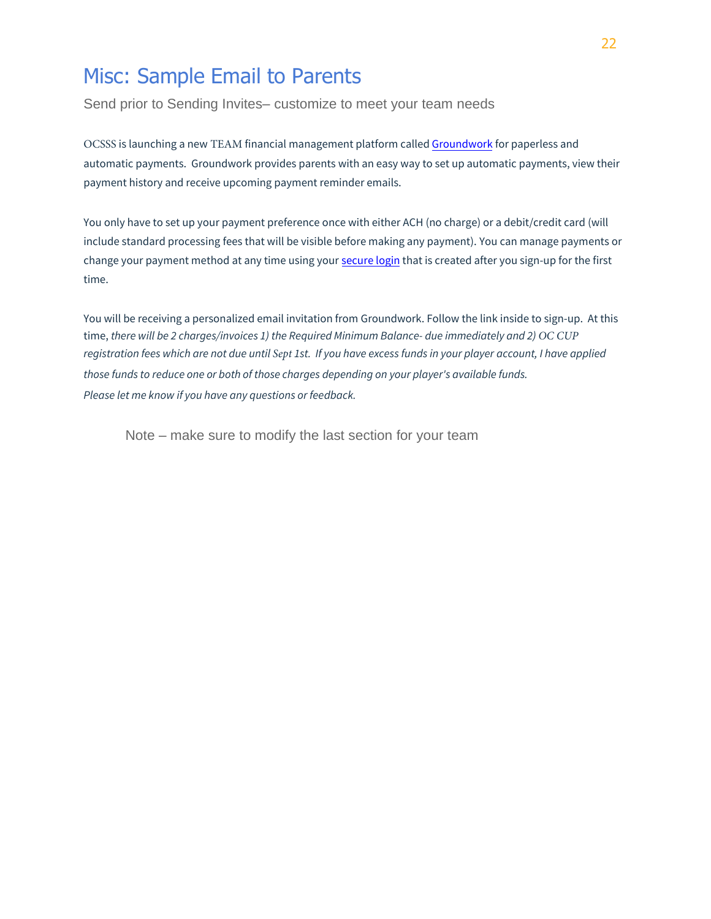# Misc: Sample Email to Parents

Send prior to Sending Invites– customize to meet your team needs

OCSSS is launching a new TEAM financial management platform called [Groundwork] for paperless and automatic payments. Groundwork provides parents with an easy way to set up automatic payments, view their payment history and receive upcoming payment reminder emails.

You only have to set up your payment preference once with either ACH (no charge) or a debit/credit card (will include standard processing fees that will be visible before making any payment). You can manage payments or change your payment method at any time using your [secure login] that is created after you sign-up for the first time.

You will be receiving a personalized email invitation from Groundwork. Follow the link inside to sign-up. At this time, *there will be 2 charges/invoices 1) the Required Minimum Balance- due immediately and 2) OC CUP registration fees which are not due until Sept 1st. If you have excess funds in your player account, I have applied those funds to reduce one or both of those charges depending on your player's available funds.*

*Please let me know if you have any questions or feedback.*

Note – make sure to modify the last section for your team